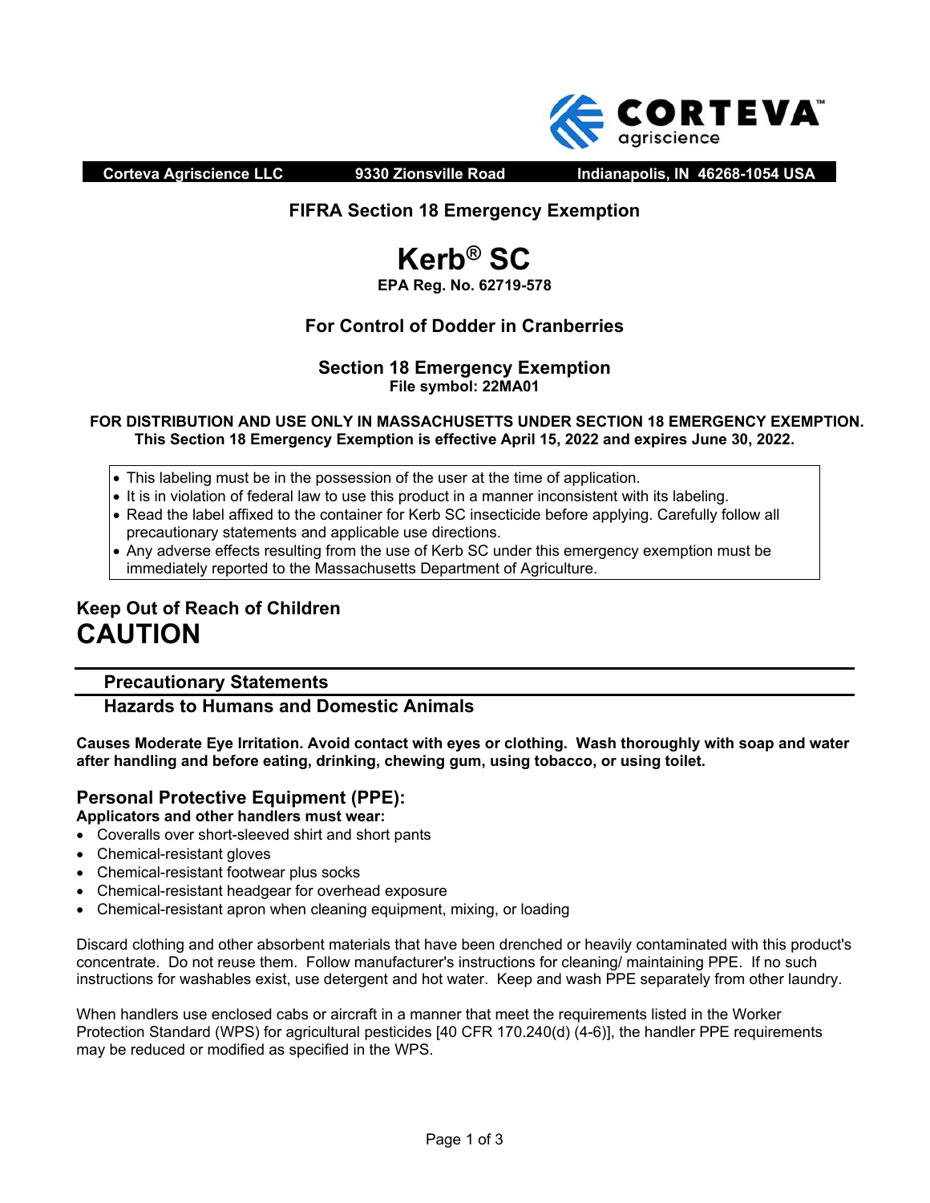**CORTEVA™ agriscience**

**Corteva Agriscience LLC** **9330 Zionsville Road** **Indianapolis, IN 46268-1054 USA**

### FIFRA Section 18 Emergency Exemption

# Kerb® SC

**EPA Reg. No. 62719-578**

### For Control of Dodder in Cranberries

### Section 18 Emergency Exemption

**File symbol: 22MA01**

**FOR DISTRIBUTION AND USE ONLY IN MASSACHUSETTS UNDER SECTION 18 EMERGENCY EXEMPTION. This Section 18 Emergency Exemption is effective April 15, 2022 and expires June 30, 2022.**

- This labeling must be in the possession of the user at the time of application.
- It is in violation of federal law to use this product in a manner inconsistent with its labeling.
- Read the label affixed to the container for Kerb SC insecticide before applying. Carefully follow all precautionary statements and applicable use directions.
- Any adverse effects resulting from the use of Kerb SC under this emergency exemption must be immediately reported to the Massachusetts Department of Agriculture.

## Keep Out of Reach of Children

# CAUTION

## Precautionary Statements

### Hazards to Humans and Domestic Animals

**Causes Moderate Eye Irritation. Avoid contact with eyes or clothing. Wash thoroughly with soap and water after handling and before eating, drinking, chewing gum, using tobacco, or using toilet.**

### Personal Protective Equipment (PPE):

**Applicators and other handlers must wear:**

- Coveralls over short-sleeved shirt and short pants
- Chemical-resistant gloves
- Chemical-resistant footwear plus socks
- Chemical-resistant headgear for overhead exposure
- Chemical-resistant apron when cleaning equipment, mixing, or loading

Discard clothing and other absorbent materials that have been drenched or heavily contaminated with this product's concentrate. Do not reuse them. Follow manufacturer's instructions for cleaning/ maintaining PPE. If no such instructions for washables exist, use detergent and hot water. Keep and wash PPE separately from other laundry.

When handlers use enclosed cabs or aircraft in a manner that meet the requirements listed in the Worker Protection Standard (WPS) for agricultural pesticides [40 CFR 170.240(d) (4-6)], the handler PPE requirements may be reduced or modified as specified in the WPS.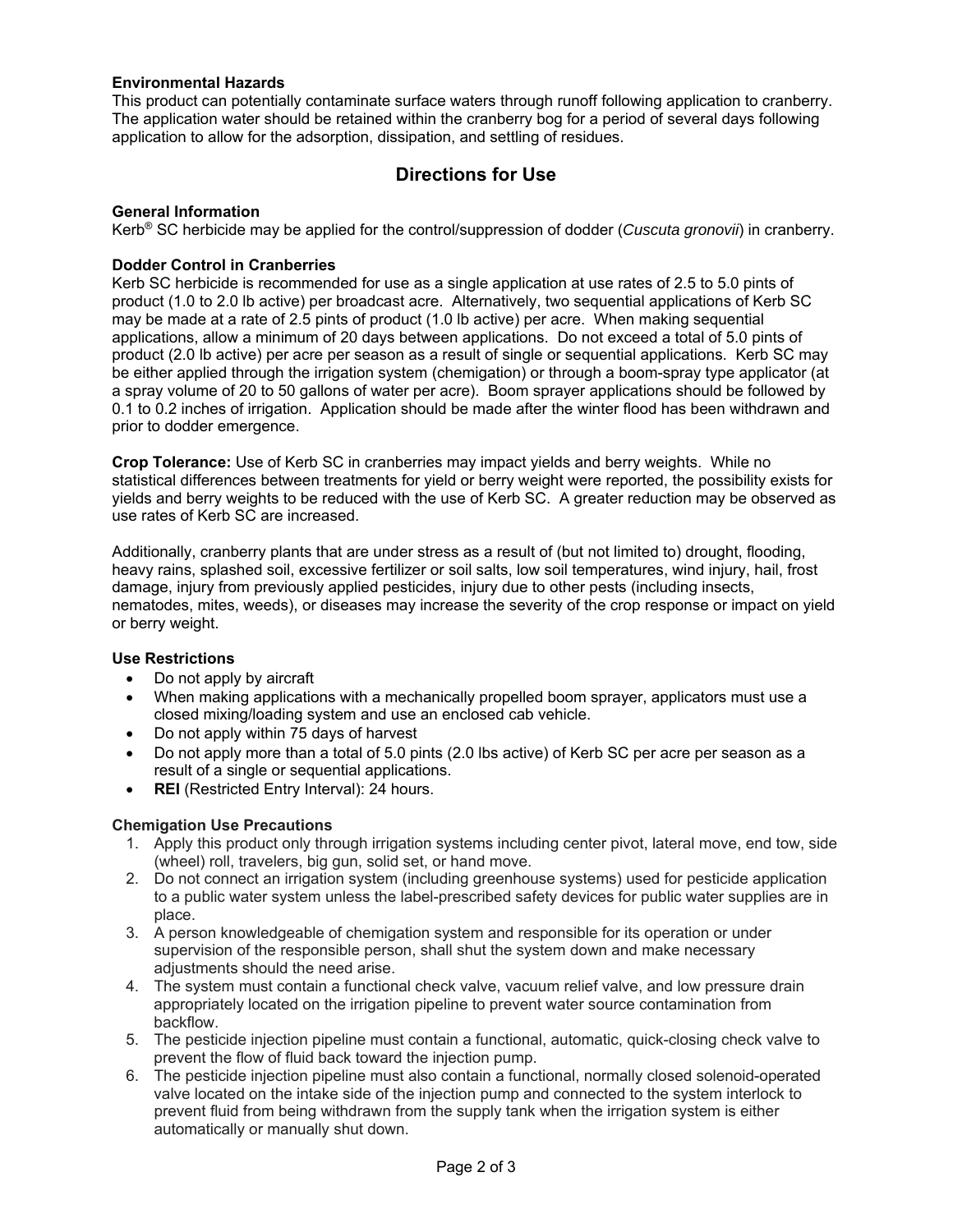### Environmental Hazards

This product can potentially contaminate surface waters through runoff following application to cranberry. The application water should be retained within the cranberry bog for a period of several days following application to allow for the adsorption, dissipation, and settling of residues.

## Directions for Use

### General Information

Kerb® SC herbicide may be applied for the control/suppression of dodder (*Cuscuta gronovii*) in cranberry.

### Dodder Control in Cranberries

Kerb SC herbicide is recommended for use as a single application at use rates of 2.5 to 5.0 pints of product (1.0 to 2.0 lb active) per broadcast acre. Alternatively, two sequential applications of Kerb SC may be made at a rate of 2.5 pints of product (1.0 lb active) per acre. When making sequential applications, allow a minimum of 20 days between applications. Do not exceed a total of 5.0 pints of product (2.0 lb active) per acre per season as a result of single or sequential applications. Kerb SC may be either applied through the irrigation system (chemigation) or through a boom-spray type applicator (at a spray volume of 20 to 50 gallons of water per acre). Boom sprayer applications should be followed by 0.1 to 0.2 inches of irrigation. Application should be made after the winter flood has been withdrawn and prior to dodder emergence.

**Crop Tolerance:** Use of Kerb SC in cranberries may impact yields and berry weights. While no statistical differences between treatments for yield or berry weight were reported, the possibility exists for yields and berry weights to be reduced with the use of Kerb SC. A greater reduction may be observed as use rates of Kerb SC are increased.

Additionally, cranberry plants that are under stress as a result of (but not limited to) drought, flooding, heavy rains, splashed soil, excessive fertilizer or soil salts, low soil temperatures, wind injury, hail, frost damage, injury from previously applied pesticides, injury due to other pests (including insects, nematodes, mites, weeds), or diseases may increase the severity of the crop response or impact on yield or berry weight.

### Use Restrictions

- Do not apply by aircraft
- When making applications with a mechanically propelled boom sprayer, applicators must use a closed mixing/loading system and use an enclosed cab vehicle.
- Do not apply within 75 days of harvest
- Do not apply more than a total of 5.0 pints (2.0 lbs active) of Kerb SC per acre per season as a result of a single or sequential applications.
- **REI** (Restricted Entry Interval): 24 hours.

### Chemigation Use Precautions

1. Apply this product only through irrigation systems including center pivot, lateral move, end tow, side (wheel) roll, travelers, big gun, solid set, or hand move.
2. Do not connect an irrigation system (including greenhouse systems) used for pesticide application to a public water system unless the label-prescribed safety devices for public water supplies are in place.
3. A person knowledgeable of chemigation system and responsible for its operation or under supervision of the responsible person, shall shut the system down and make necessary adjustments should the need arise.
4. The system must contain a functional check valve, vacuum relief valve, and low pressure drain appropriately located on the irrigation pipeline to prevent water source contamination from backflow.
5. The pesticide injection pipeline must contain a functional, automatic, quick-closing check valve to prevent the flow of fluid back toward the injection pump.
6. The pesticide injection pipeline must also contain a functional, normally closed solenoid-operated valve located on the intake side of the injection pump and connected to the system interlock to prevent fluid from being withdrawn from the supply tank when the irrigation system is either automatically or manually shut down.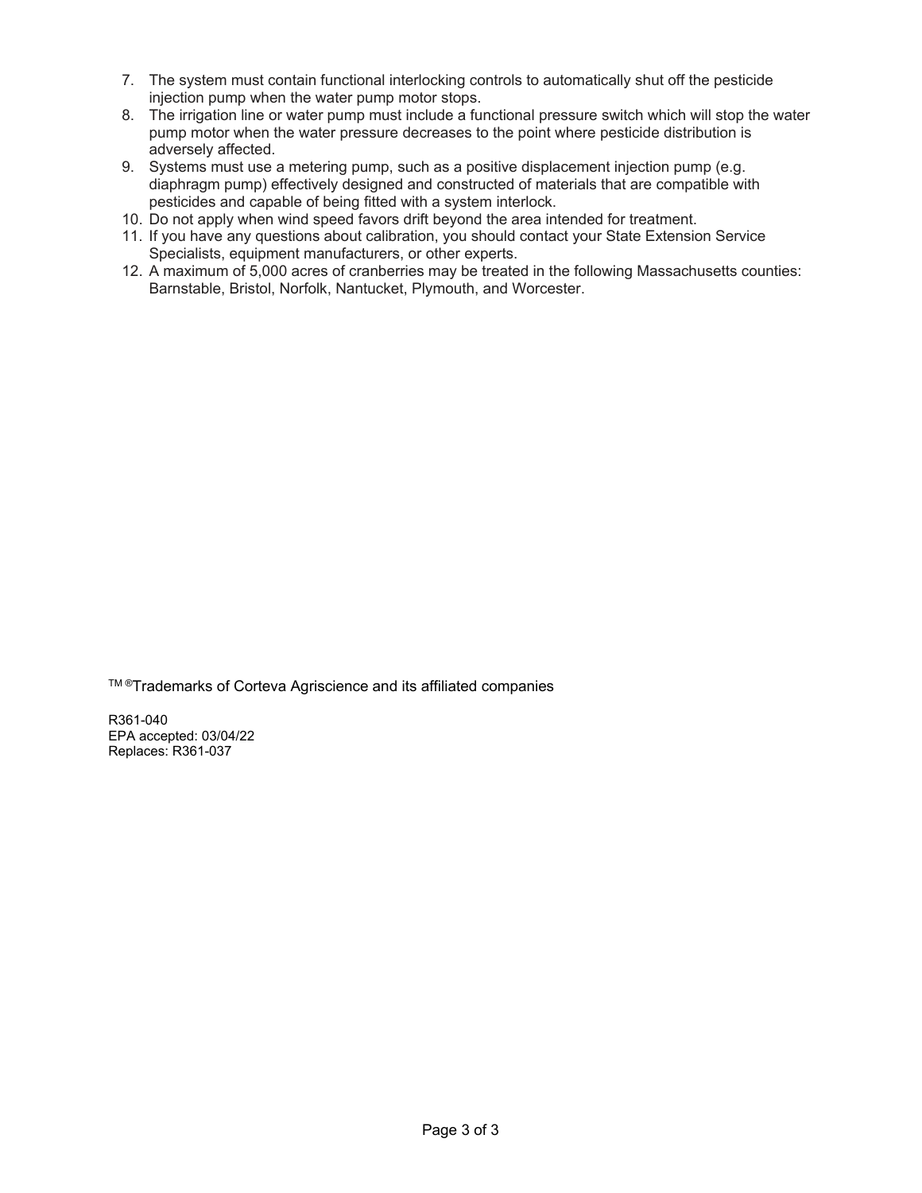7. The system must contain functional interlocking controls to automatically shut off the pesticide injection pump when the water pump motor stops.
8. The irrigation line or water pump must include a functional pressure switch which will stop the water pump motor when the water pressure decreases to the point where pesticide distribution is adversely affected.
9. Systems must use a metering pump, such as a positive displacement injection pump (e.g. diaphragm pump) effectively designed and constructed of materials that are compatible with pesticides and capable of being fitted with a system interlock.
10. Do not apply when wind speed favors drift beyond the area intended for treatment.
11. If you have any questions about calibration, you should contact your State Extension Service Specialists, equipment manufacturers, or other experts.
12. A maximum of 5,000 acres of cranberries may be treated in the following Massachusetts counties: Barnstable, Bristol, Norfolk, Nantucket, Plymouth, and Worcester.

™ ®Trademarks of Corteva Agriscience and its affiliated companies

R361-040
EPA accepted: 03/04/22
Replaces: R361-037